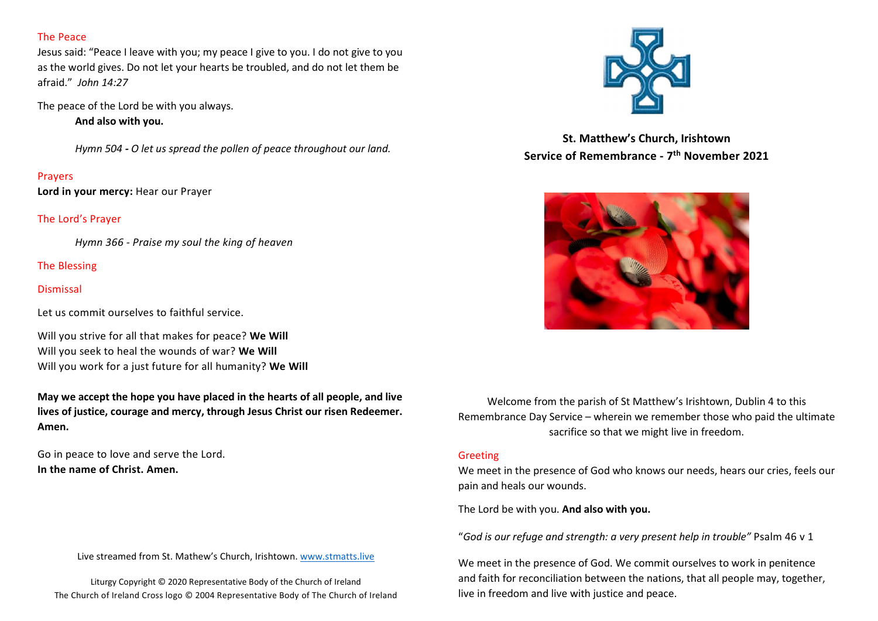## St. Matthew's Church, Irishtown
## Service of Remembrance - 7th November 2021

Welcome from the parish of St Matthew's Irishtown, Dublin 4 to this Remembrance Day Service – wherein we remember those who paid the ultimate sacrifice so that we might live in freedom.

### Greeting

We meet in the presence of God who knows our needs, hears our cries, feels our pain and heals our wounds.

The Lord be with you. **And also with you.**

"*God is our refuge and strength: a very present help in trouble"* Psalm 46 v 1

We meet in the presence of God. We commit ourselves to work in penitence and faith for reconciliation between the nations, that all people may, together, live in freedom and live with justice and peace.

### The Peace

Jesus said: "Peace I leave with you; my peace I give to you. I do not give to you as the world gives. Do not let your hearts be troubled, and do not let them be afraid." *John 14:27*

The peace of the Lord be with you always.
**And also with you.**

*Hymn 504* **-** *O let us spread the pollen of peace throughout our land.*

### Prayers

**Lord in your mercy:** Hear our Prayer

### The Lord's Prayer

*Hymn 366 - Praise my soul the king of heaven*

### The Blessing

### Dismissal

Let us commit ourselves to faithful service.

Will you strive for all that makes for peace? **We Will**
Will you seek to heal the wounds of war? **We Will**
Will you work for a just future for all humanity? **We Will**

**May we accept the hope you have placed in the hearts of all people, and live lives of justice, courage and mercy, through Jesus Christ our risen Redeemer. Amen.**

Go in peace to love and serve the Lord.
**In the name of Christ. Amen.**

Live streamed from St. Mathew's Church, Irishtown. www.stmatts.live

Liturgy Copyright © 2020 Representative Body of the Church of Ireland
The Church of Ireland Cross logo © 2004 Representative Body of The Church of Ireland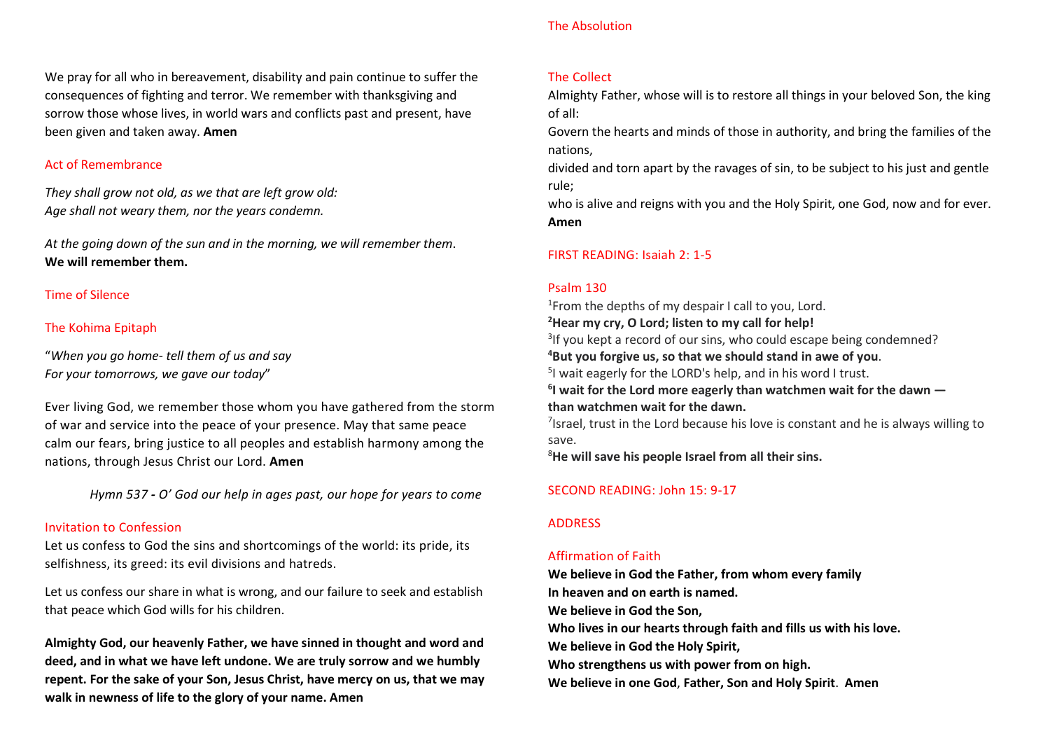We pray for all who in bereavement, disability and pain continue to suffer the consequences of fighting and terror. We remember with thanksgiving and sorrow those whose lives, in world wars and conflicts past and present, have been given and taken away. **Amen**

## Act of Remembrance

*They shall grow not old, as we that are left grow old:*
*Age shall not weary them, nor the years condemn.*

*At the going down of the sun and in the morning, we will remember them*.
**We will remember them.**

## Time of Silence

## The Kohima Epitaph

"*When you go home- tell them of us and say*
*For your tomorrows, we gave our today*"

Ever living God, we remember those whom you have gathered from the storm of war and service into the peace of your presence. May that same peace calm our fears, bring justice to all peoples and establish harmony among the nations, through Jesus Christ our Lord. **Amen**

*Hymn 537* **-** *O' God our help in ages past, our hope for years to come*

## Invitation to Confession

Let us confess to God the sins and shortcomings of the world: its pride, its selfishness, its greed: its evil divisions and hatreds.

Let us confess our share in what is wrong, and our failure to seek and establish that peace which God wills for his children.

**Almighty God, our heavenly Father, we have sinned in thought and word and deed, and in what we have left undone. We are truly sorrow and we humbly repent. For the sake of your Son, Jesus Christ, have mercy on us, that we may walk in newness of life to the glory of your name. Amen**

## The Absolution

## The Collect

Almighty Father, whose will is to restore all things in your beloved Son, the king of all:
Govern the hearts and minds of those in authority, and bring the families of the nations,
divided and torn apart by the ravages of sin, to be subject to his just and gentle rule;
who is alive and reigns with you and the Holy Spirit, one God, now and for ever.
**Amen**

## FIRST READING: Isaiah 2: 1-5

## Psalm 130

1 From the depths of my despair I call to you, Lord.
**2 Hear my cry, O Lord; listen to my call for help!**
3 If you kept a record of our sins, who could escape being condemned?
**4 But you forgive us, so that we should stand in awe of you**.
5 I wait eagerly for the LORD's help, and in his word I trust.
**6 I wait for the Lord more eagerly than watchmen wait for the dawn — than watchmen wait for the dawn.**
7 Israel, trust in the Lord because his love is constant and he is always willing to save.
**8 He will save his people Israel from all their sins.**

## SECOND READING: John 15: 9-17

## ADDRESS

## Affirmation of Faith

**We believe in God the Father, from whom every family**
**In heaven and on earth is named.**
**We believe in God the Son,**
**Who lives in our hearts through faith and fills us with his love.**
**We believe in God the Holy Spirit,**
**Who strengthens us with power from on high.**
**We believe in one God, Father, Son and Holy Spirit. Amen**